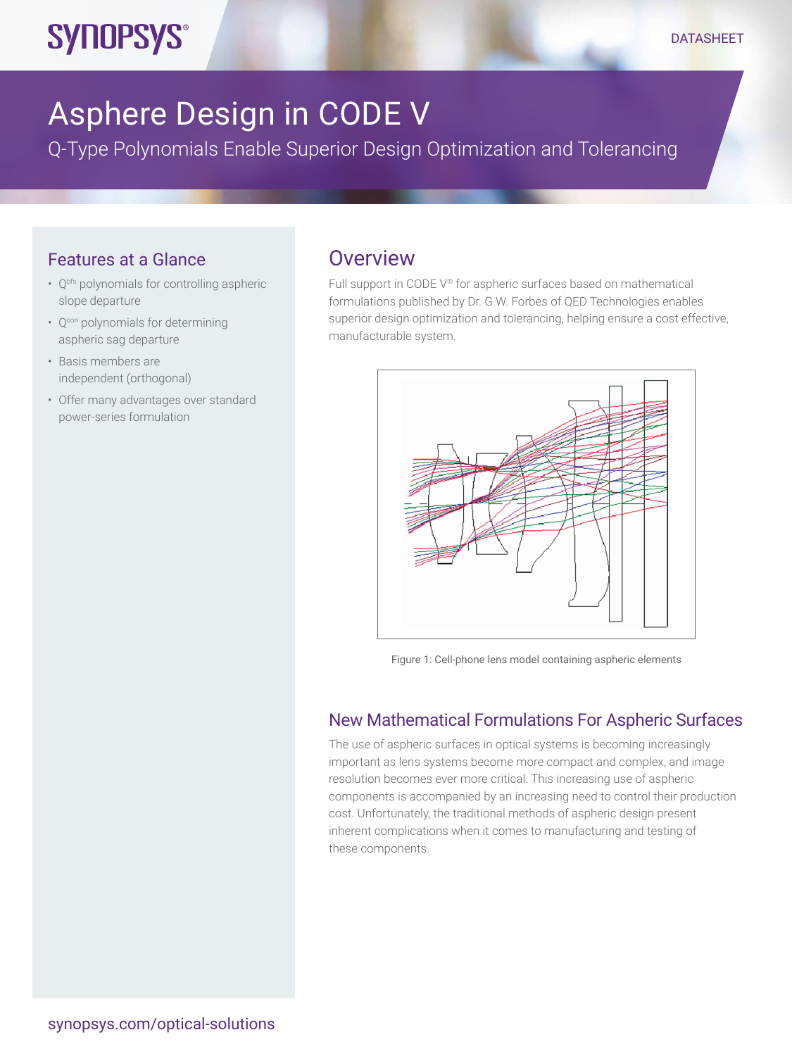# Asphere Design in CODE V

## Q-Type Polynomials Enable Superior Design Optimization and Tolerancing

### Features at a Glance

- $Q^{bfs}$ polynomials for controlling aspheric slope departure
- $Q^{con}$ polynomials for determining aspheric sag departure
- Basis members are independent (orthogonal)
- Offer many advantages over standard power-series formulation

## Overview

Full support in CODE V® for aspheric surfaces based on mathematical formulations published by Dr. G.W. Forbes of QED Technologies enables superior design optimization and tolerancing, helping ensure a cost effective, manufacturable system.

Figure 1: Cell-phone lens model containing aspheric elements

## New Mathematical Formulations For Aspheric Surfaces

The use of aspheric surfaces in optical systems is becoming increasingly important as lens systems become more compact and complex, and image resolution becomes ever more critical. This increasing use of aspheric components is accompanied by an increasing need to control their production cost. Unfortunately, the traditional methods of aspheric design present inherent complications when it comes to manufacturing and testing of these components.

synopsys.com/optical-solutions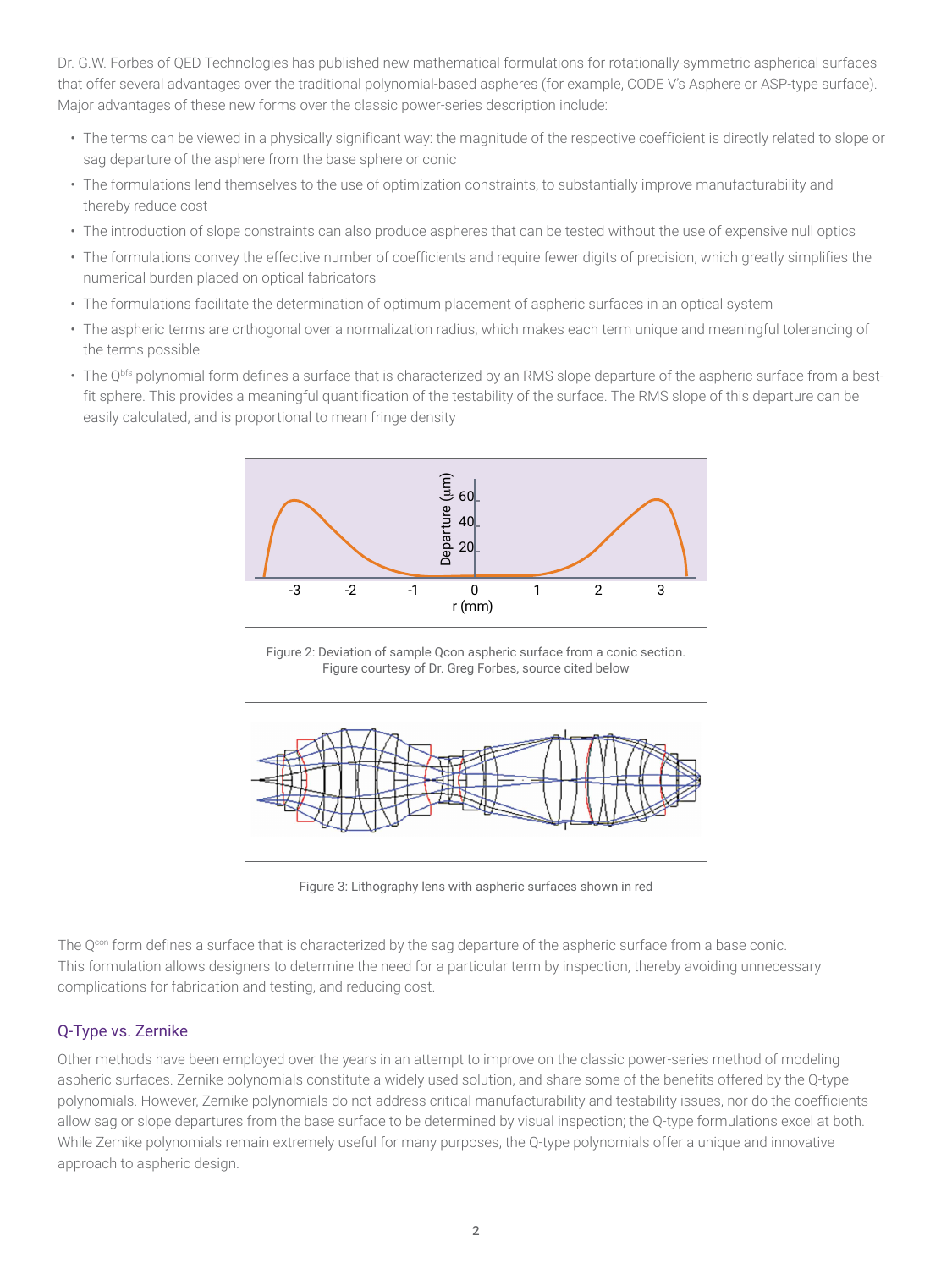Dr. G.W. Forbes of QED Technologies has published new mathematical formulations for rotationally-symmetric aspherical surfaces that offer several advantages over the traditional polynomial-based aspheres (for example, CODE V's Asphere or ASP-type surface). Major advantages of these new forms over the classic power-series description include:

- The terms can be viewed in a physically significant way: the magnitude of the respective coefficient is directly related to slope or sag departure of the asphere from the base sphere or conic
- The formulations lend themselves to the use of optimization constraints, to substantially improve manufacturability and thereby reduce cost
- The introduction of slope constraints can also produce aspheres that can be tested without the use of expensive null optics
- The formulations convey the effective number of coefficients and require fewer digits of precision, which greatly simplifies the numerical burden placed on optical fabricators
- The formulations facilitate the determination of optimum placement of aspheric surfaces in an optical system
- The aspheric terms are orthogonal over a normalization radius, which makes each term unique and meaningful tolerancing of the terms possible
- The $Q^{bfs}$ polynomial form defines a surface that is characterized by an RMS slope departure of the aspheric surface from a best-fit sphere. This provides a meaningful quantification of the testability of the surface. The RMS slope of this departure can be easily calculated, and is proportional to mean fringe density

Figure 2: Deviation of sample Qcon aspheric surface from a conic section.
Figure courtesy of Dr. Greg Forbes, source cited below

Figure 3: Lithography lens with aspheric surfaces shown in red

The $Q^{con}$ form defines a surface that is characterized by the sag departure of the aspheric surface from a base conic. This formulation allows designers to determine the need for a particular term by inspection, thereby avoiding unnecessary complications for fabrication and testing, and reducing cost.

## Q-Type vs. Zernike

Other methods have been employed over the years in an attempt to improve on the classic power-series method of modeling aspheric surfaces. Zernike polynomials constitute a widely used solution, and share some of the benefits offered by the Q-type polynomials. However, Zernike polynomials do not address critical manufacturability and testability issues, nor do the coefficients allow sag or slope departures from the base surface to be determined by visual inspection; the Q-type formulations excel at both. While Zernike polynomials remain extremely useful for many purposes, the Q-type polynomials offer a unique and innovative approach to aspheric design.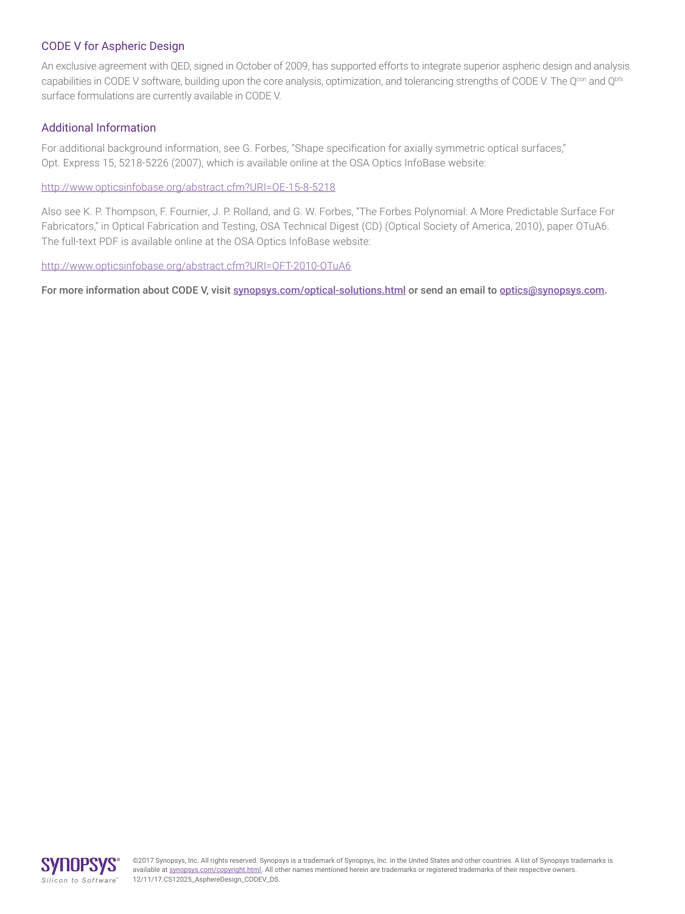## CODE V for Aspheric Design

An exclusive agreement with QED, signed in October of 2009, has supported efforts to integrate superior aspheric design and analysis capabilities in CODE V software, building upon the core analysis, optimization, and tolerancing strengths of CODE V. The $Q^{con}$ and $Q^{bfs}$ surface formulations are currently available in CODE V.

## Additional Information

For additional background information, see G. Forbes, "Shape specification for axially symmetric optical surfaces," Opt. Express 15, 5218-5226 (2007), which is available online at the OSA Optics InfoBase website:

http://www.opticsinfobase.org/abstract.cfm?URI=OE-15-8-5218

Also see K. P. Thompson, F. Fournier, J. P. Rolland, and G. W. Forbes, "The Forbes Polynomial: A More Predictable Surface For Fabricators," in Optical Fabrication and Testing, OSA Technical Digest (CD) (Optical Society of America, 2010), paper OTuA6. The full-text PDF is available online at the OSA Optics InfoBase website:

http://www.opticsinfobase.org/abstract.cfm?URI=OFT-2010-OTuA6

**For more information about CODE V, visit synopsys.com/optical-solutions.html or send an email to optics@synopsys.com.**

©2017 Synopsys, Inc. All rights reserved. Synopsys is a trademark of Synopsys, Inc. in the United States and other countries. A list of Synopsys trademarks is available at synopsys.com/copyright.html. All other names mentioned herein are trademarks or registered trademarks of their respective owners.
12/11/17.CS12025_AsphereDesign_CODEV_DS.